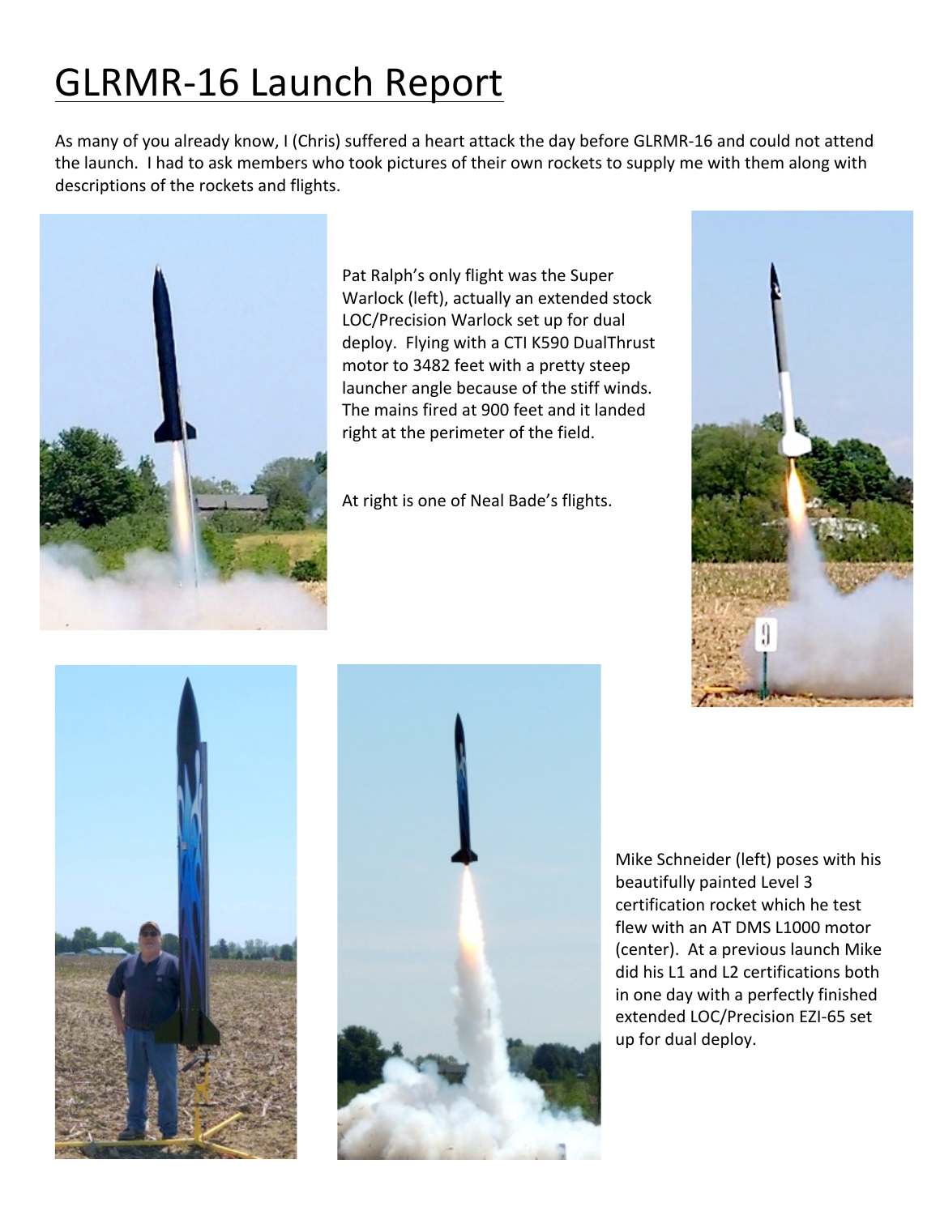# GLRMR-16 Launch Report

As many of you already know, I (Chris) suffered a heart attack the day before GLRMR-16 and could not attend the launch. I had to ask members who took pictures of their own rockets to supply me with them along with descriptions of the rockets and flights.

Pat Ralph's only flight was the Super Warlock (left), actually an extended stock LOC/Precision Warlock set up for dual deploy. Flying with a CTI K590 DualThrust motor to 3482 feet with a pretty steep launcher angle because of the stiff winds. The mains fired at 900 feet and it landed right at the perimeter of the field.

At right is one of Neal Bade's flights.

Mike Schneider (left) poses with his beautifully painted Level 3 certification rocket which he test flew with an AT DMS L1000 motor (center). At a previous launch Mike did his L1 and L2 certifications both in one day with a perfectly finished extended LOC/Precision EZI-65 set up for dual deploy.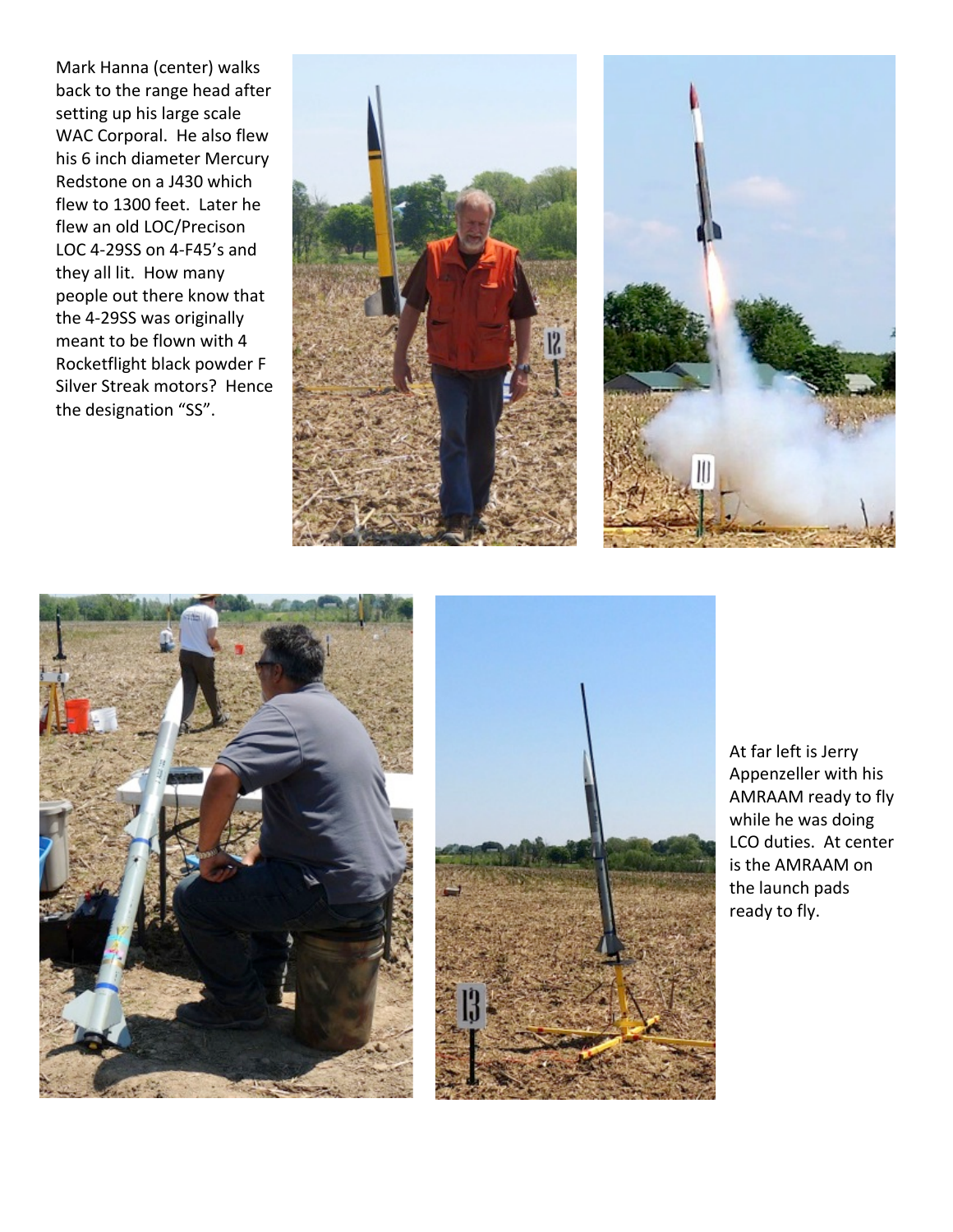Mark Hanna (center) walks back to the range head after setting up his large scale WAC Corporal. He also flew his 6 inch diameter Mercury Redstone on a J430 which flew to 1300 feet. Later he flew an old LOC/Precison LOC 4-29SS on 4-F45's and they all lit. How many people out there know that the 4-29SS was originally meant to be flown with 4 Rocketflight black powder F Silver Streak motors? Hence the designation "SS".

At far left is Jerry Appenzeller with his AMRAAM ready to fly while he was doing LCO duties. At center is the AMRAAM on the launch pads ready to fly.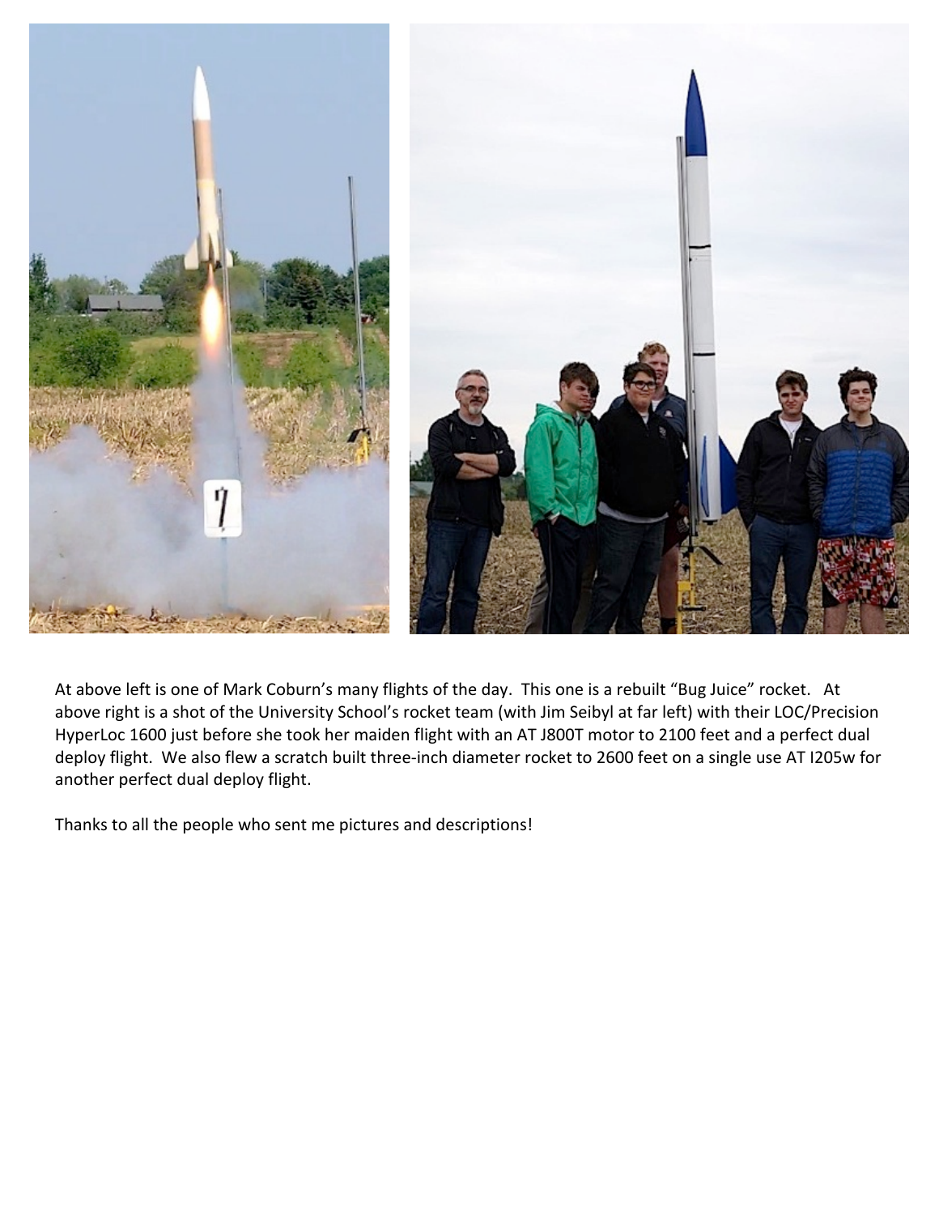At above left is one of Mark Coburn's many flights of the day. This one is a rebuilt "Bug Juice" rocket. At above right is a shot of the University School's rocket team (with Jim Seibyl at far left) with their LOC/Precision HyperLoc 1600 just before she took her maiden flight with an AT J800T motor to 2100 feet and a perfect dual deploy flight. We also flew a scratch built three-inch diameter rocket to 2600 feet on a single use AT I205w for another perfect dual deploy flight.

Thanks to all the people who sent me pictures and descriptions!